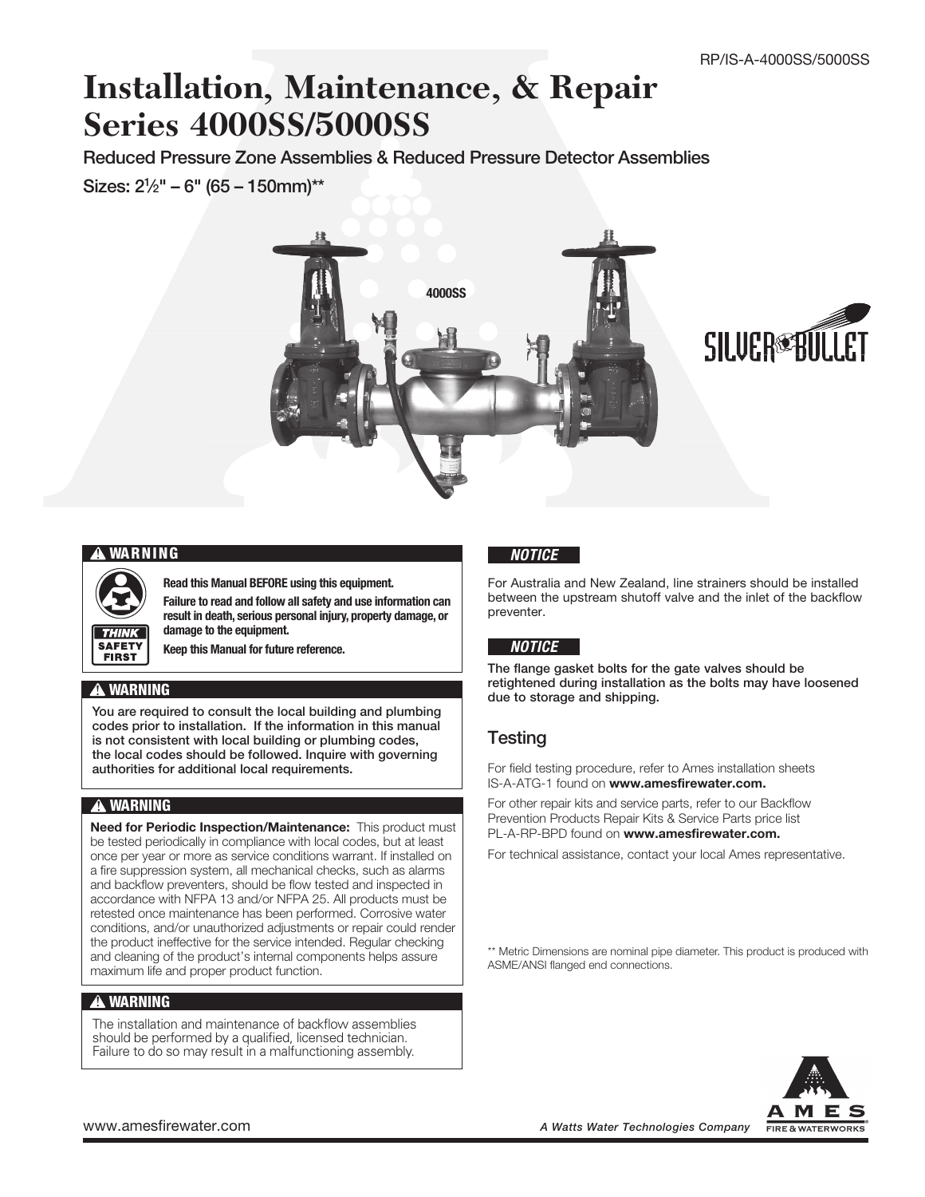RP/IS-A-4000SS/5000SS

# Installation, Maintenance, & Repair Series 4000SS/5000SS

## Reduced Pressure Zone Assemblies & Reduced Pressure Detector Assemblies

**Sizes: 2½" – 6" (65 – 150mm)**\*\*

4000SS

### ⚠ WARNING

**Read this Manual BEFORE using this equipment.**

**Failure to read and follow all safety and use information can result in death, serious personal injury, property damage, or damage to the equipment.**

**Keep this Manual for future reference.**

### ⚠ WARNING

**You are required to consult the local building and plumbing codes prior to installation. If the information in this manual is not consistent with local building or plumbing codes, the local codes should be followed. Inquire with governing authorities for additional local requirements.**

### ⚠ WARNING

**Need for Periodic Inspection/Maintenance:** This product must be tested periodically in compliance with local codes, but at least once per year or more as service conditions warrant. If installed on a fire suppression system, all mechanical checks, such as alarms and backflow preventers, should be flow tested and inspected in accordance with NFPA 13 and/or NFPA 25. All products must be retested once maintenance has been performed. Corrosive water conditions, and/or unauthorized adjustments or repair could render the product ineffective for the service intended. Regular checking and cleaning of the product's internal components helps assure maximum life and proper product function.

### ⚠ WARNING

The installation and maintenance of backflow assemblies should be performed by a qualified, licensed technician. Failure to do so may result in a malfunctioning assembly.

***NOTICE***

For Australia and New Zealand, line strainers should be installed between the upstream shutoff valve and the inlet of the backflow preventer.

***NOTICE***

**The flange gasket bolts for the gate valves should be retightened during installation as the bolts may have loosened due to storage and shipping.**

## Testing

For field testing procedure, refer to Ames installation sheets IS-A-ATG-1 found on **www.amesfirewater.com.**

For other repair kits and service parts, refer to our Backflow Prevention Products Repair Kits & Service Parts price list PL-A-RP-BPD found on **www.amesfirewater.com.**

For technical assistance, contact your local Ames representative.

\*\* Metric Dimensions are nominal pipe diameter. This product is produced with ASME/ANSI flanged end connections.

www.amesfirewater.com

*A Watts Water Technologies Company*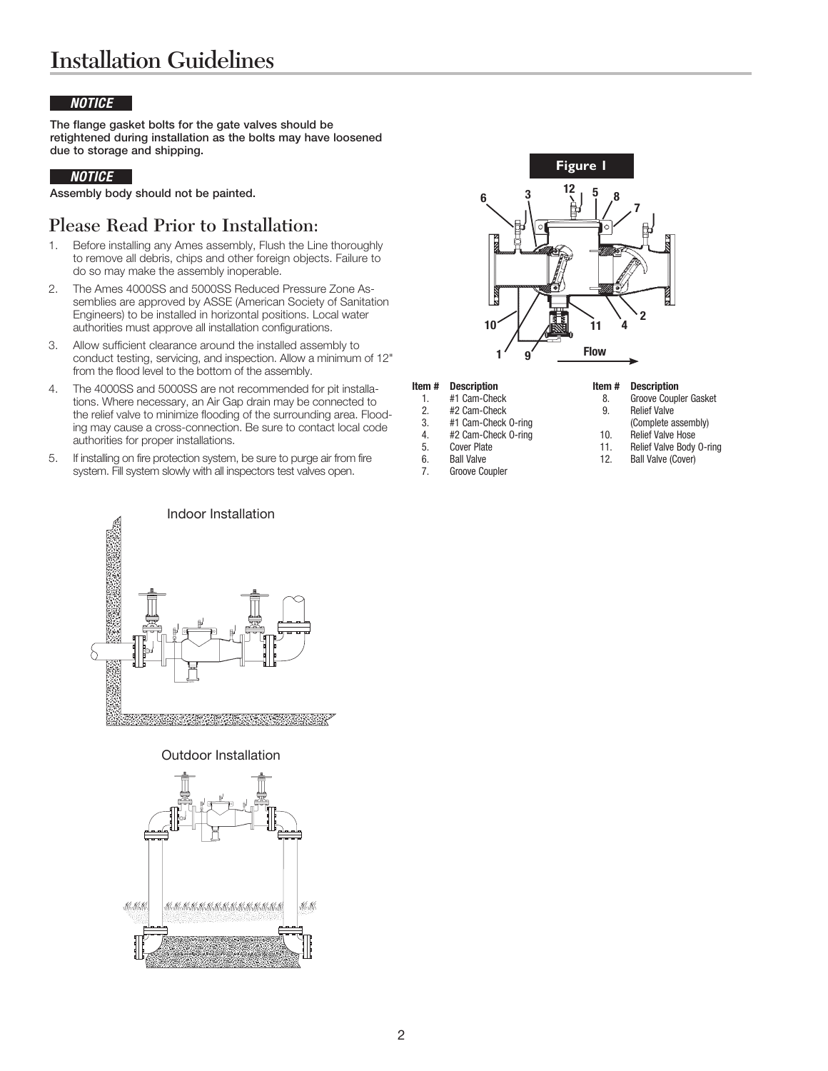# Installation Guidelines

**NOTICE**

**The flange gasket bolts for the gate valves should be retightened during installation as the bolts may have loosened due to storage and shipping.**

**NOTICE**

**Assembly body should not be painted.**

## Please Read Prior to Installation:

1. Before installing any Ames assembly, Flush the Line thoroughly to remove all debris, chips and other foreign objects. Failure to do so may make the assembly inoperable.
2. The Ames 4000SS and 5000SS Reduced Pressure Zone Assemblies are approved by ASSE (American Society of Sanitation Engineers) to be installed in horizontal positions. Local water authorities must approve all installation configurations.
3. Allow sufficient clearance around the installed assembly to conduct testing, servicing, and inspection. Allow a minimum of 12" from the flood level to the bottom of the assembly.
4. The 4000SS and 5000SS are not recommended for pit installations. Where necessary, an Air Gap drain may be connected to the relief valve to minimize flooding of the surrounding area. Flooding may cause a cross-connection. Be sure to contact local code authorities for proper installations.
5. If installing on fire protection system, be sure to purge air from fire system. Fill system slowly with all inspectors test valves open.

Indoor Installation

Outdoor Installation

**Figure 1**

| Item # | Description |
|---|---|
| 1. | #1 Cam-Check |
| 2. | #2 Cam-Check |
| 3. | #1 Cam-Check O-ring |
| 4. | #2 Cam-Check O-ring |
| 5. | Cover Plate |
| 6. | Ball Valve |
| 7. | Groove Coupler |
| 8. | Groove Coupler Gasket |
| 9. | Relief Valve (Complete assembly) |
| 10. | Relief Valve Hose |
| 11. | Relief Valve Body O-ring |
| 12. | Ball Valve (Cover) |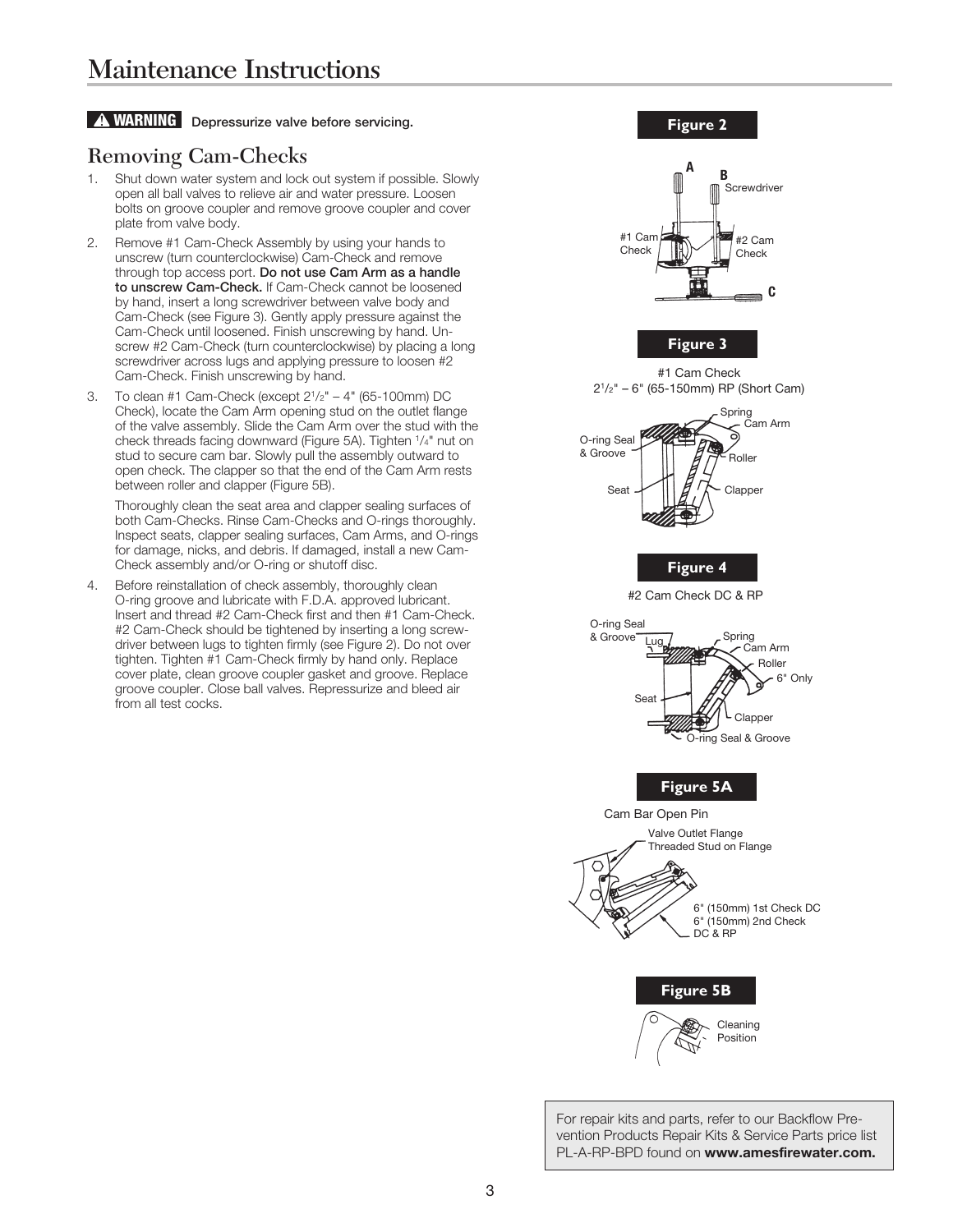# Maintenance Instructions

**⚠ WARNING** Depressurize valve before servicing.

## Removing Cam-Checks

1. Shut down water system and lock out system if possible. Slowly open all ball valves to relieve air and water pressure. Loosen bolts on groove coupler and remove groove coupler and cover plate from valve body.
2. Remove #1 Cam-Check Assembly by using your hands to unscrew (turn counterclockwise) Cam-Check and remove through top access port. **Do not use Cam Arm as a handle to unscrew Cam-Check.** If Cam-Check cannot be loosened by hand, insert a long screwdriver between valve body and Cam-Check (see Figure 3). Gently apply pressure against the Cam-Check until loosened. Finish unscrewing by hand. Unscrew #2 Cam-Check (turn counterclockwise) by placing a long screwdriver across lugs and applying pressure to loosen #2 Cam-Check. Finish unscrewing by hand.
3. To clean #1 Cam-Check (except 2$^{1}/_{2}$" – 4" (65-100mm) DC Check), locate the Cam Arm opening stud on the outlet flange of the valve assembly. Slide the Cam Arm over the stud with the check threads facing downward (Figure 5A). Tighten $^{1}/_{4}$" nut on stud to secure cam bar. Slowly pull the assembly outward to open check. The clapper so that the end of the Cam Arm rests between roller and clapper (Figure 5B).

   Thoroughly clean the seat area and clapper sealing surfaces of both Cam-Checks. Rinse Cam-Checks and O-rings thoroughly. Inspect seats, clapper sealing surfaces, Cam Arms, and O-rings for damage, nicks, and debris. If damaged, install a new Cam-Check assembly and/or O-ring or shutoff disc.
4. Before reinstallation of check assembly, thoroughly clean O-ring groove and lubricate with F.D.A. approved lubricant. Insert and thread #2 Cam-Check first and then #1 Cam-Check. #2 Cam-Check should be tightened by inserting a long screwdriver between lugs to tighten firmly (see Figure 2). Do not over tighten. Tighten #1 Cam-Check firmly by hand only. Replace cover plate, clean groove coupler gasket and groove. Replace groove coupler. Close ball valves. Repressurize and bleed air from all test cocks.

**Figure 2**

A, B Screwdriver, #1 Cam Check, #2 Cam Check, C

**Figure 3**

#1 Cam Check
2$^{1}/_{2}$" – 6" (65-150mm) RP (Short Cam)

Spring, Cam Arm, O-ring Seal & Groove, Roller, Seat, Clapper

**Figure 4**

#2 Cam Check DC & RP

O-ring Seal & Groove, Lug, Spring, Cam Arm, Roller, 6" Only, Seat, Clapper, O-ring Seal & Groove

**Figure 5A**

Cam Bar Open Pin

Valve Outlet Flange
Threaded Stud on Flange

6" (150mm) 1st Check DC
6" (150mm) 2nd Check DC & RP

**Figure 5B**

Cleaning Position

For repair kits and parts, refer to our Backflow Prevention Products Repair Kits & Service Parts price list PL-A-RP-BPD found on **www.amesfirewater.com.**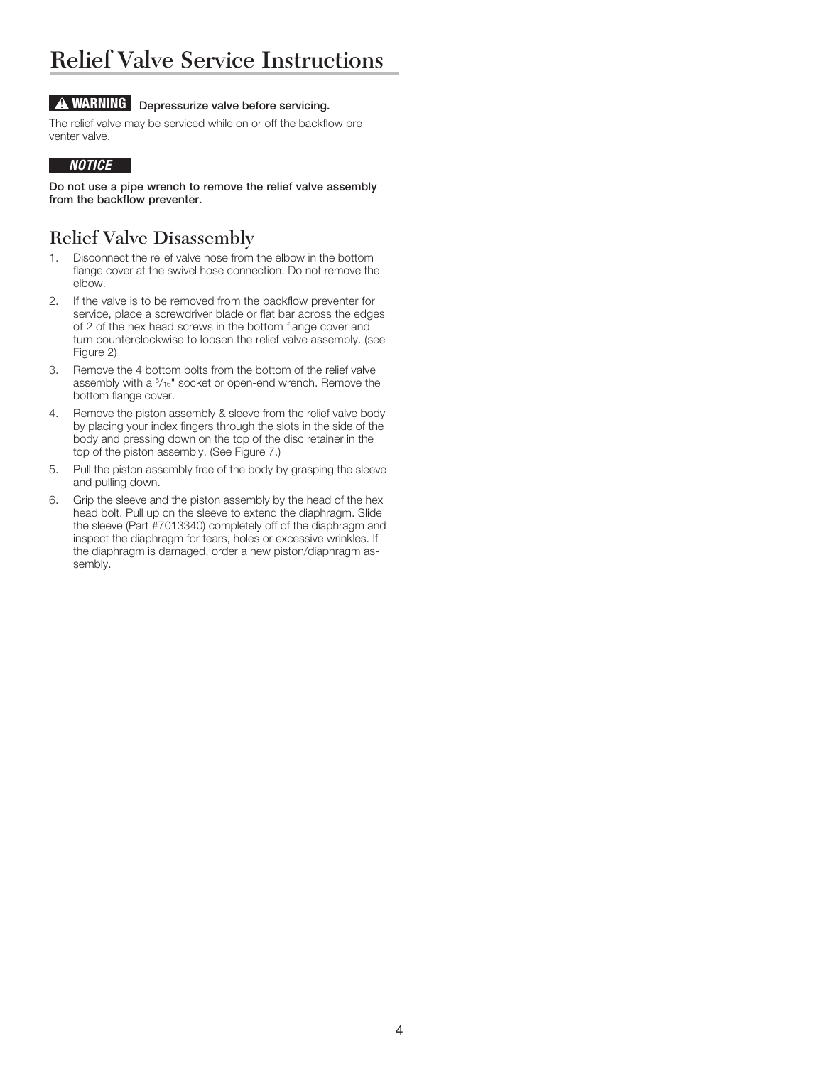# Relief Valve Service Instructions

**⚠ WARNING** **Depressurize valve before servicing.**

The relief valve may be serviced while on or off the backflow preventer valve.

***NOTICE***

**Do not use a pipe wrench to remove the relief valve assembly from the backflow preventer.**

## Relief Valve Disassembly

1. Disconnect the relief valve hose from the elbow in the bottom flange cover at the swivel hose connection. Do not remove the elbow.
2. If the valve is to be removed from the backflow preventer for service, place a screwdriver blade or flat bar across the edges of 2 of the hex head screws in the bottom flange cover and turn counterclockwise to loosen the relief valve assembly. (see Figure 2)
3. Remove the 4 bottom bolts from the bottom of the relief valve assembly with a 5/16" socket or open-end wrench. Remove the bottom flange cover.
4. Remove the piston assembly & sleeve from the relief valve body by placing your index fingers through the slots in the side of the body and pressing down on the top of the disc retainer in the top of the piston assembly. (See Figure 7.)
5. Pull the piston assembly free of the body by grasping the sleeve and pulling down.
6. Grip the sleeve and the piston assembly by the head of the hex head bolt. Pull up on the sleeve to extend the diaphragm. Slide the sleeve (Part #7013340) completely off of the diaphragm and inspect the diaphragm for tears, holes or excessive wrinkles. If the diaphragm is damaged, order a new piston/diaphragm assembly.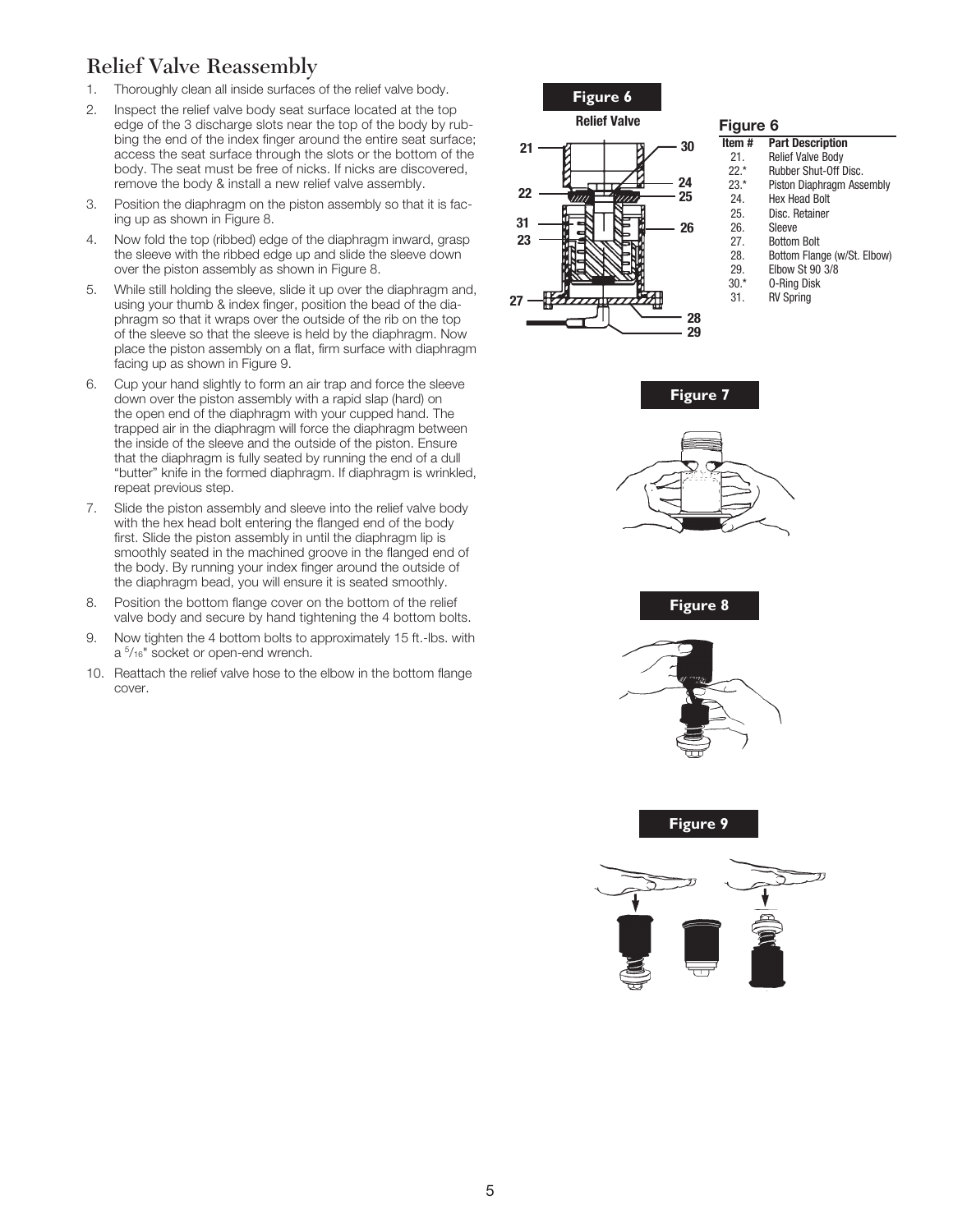# Relief Valve Reassembly

1. Thoroughly clean all inside surfaces of the relief valve body.
2. Inspect the relief valve body seat surface located at the top edge of the 3 discharge slots near the top of the body by rubbing the end of the index finger around the entire seat surface; access the seat surface through the slots or the bottom of the body. The seat must be free of nicks. If nicks are discovered, remove the body & install a new relief valve assembly.
3. Position the diaphragm on the piston assembly so that it is facing up as shown in Figure 8.
4. Now fold the top (ribbed) edge of the diaphragm inward, grasp the sleeve with the ribbed edge up and slide the sleeve down over the piston assembly as shown in Figure 8.
5. While still holding the sleeve, slide it up over the diaphragm and, using your thumb & index finger, position the bead of the diaphragm so that it wraps over the outside of the rib on the top of the sleeve so that the sleeve is held by the diaphragm. Now place the piston assembly on a flat, firm surface with diaphragm facing up as shown in Figure 9.
6. Cup your hand slightly to form an air trap and force the sleeve down over the piston assembly with a rapid slap (hard) on the open end of the diaphragm with your cupped hand. The trapped air in the diaphragm will force the diaphragm between the inside of the sleeve and the outside of the piston. Ensure that the diaphragm is fully seated by running the end of a dull "butter" knife in the formed diaphragm. If diaphragm is wrinkled, repeat previous step.
7. Slide the piston assembly and sleeve into the relief valve body with the hex head bolt entering the flanged end of the body first. Slide the piston assembly in until the diaphragm lip is smoothly seated in the machined groove in the flanged end of the body. By running your index finger around the outside of the diaphragm bead, you will ensure it is seated smoothly.
8. Position the bottom flange cover on the bottom of the relief valve body and secure by hand tightening the 4 bottom bolts.
9. Now tighten the 4 bottom bolts to approximately 15 ft.-lbs. with a 5/16" socket or open-end wrench.
10. Reattach the relief valve hose to the elbow in the bottom flange cover.

**Figure 6**

Relief Valve

**Figure 6**

| Item # | Part Description |
|---|---|
| 21. | Relief Valve Body |
| 22.* | Rubber Shut-Off Disc. |
| 23.* | Piston Diaphragm Assembly |
| 24. | Hex Head Bolt |
| 25. | Disc. Retainer |
| 26. | Sleeve |
| 27. | Bottom Bolt |
| 28. | Bottom Flange (w/St. Elbow) |
| 29. | Elbow St 90 3/8 |
| 30.* | O-Ring Disk |
| 31. | RV Spring |

**Figure 7**

**Figure 8**

**Figure 9**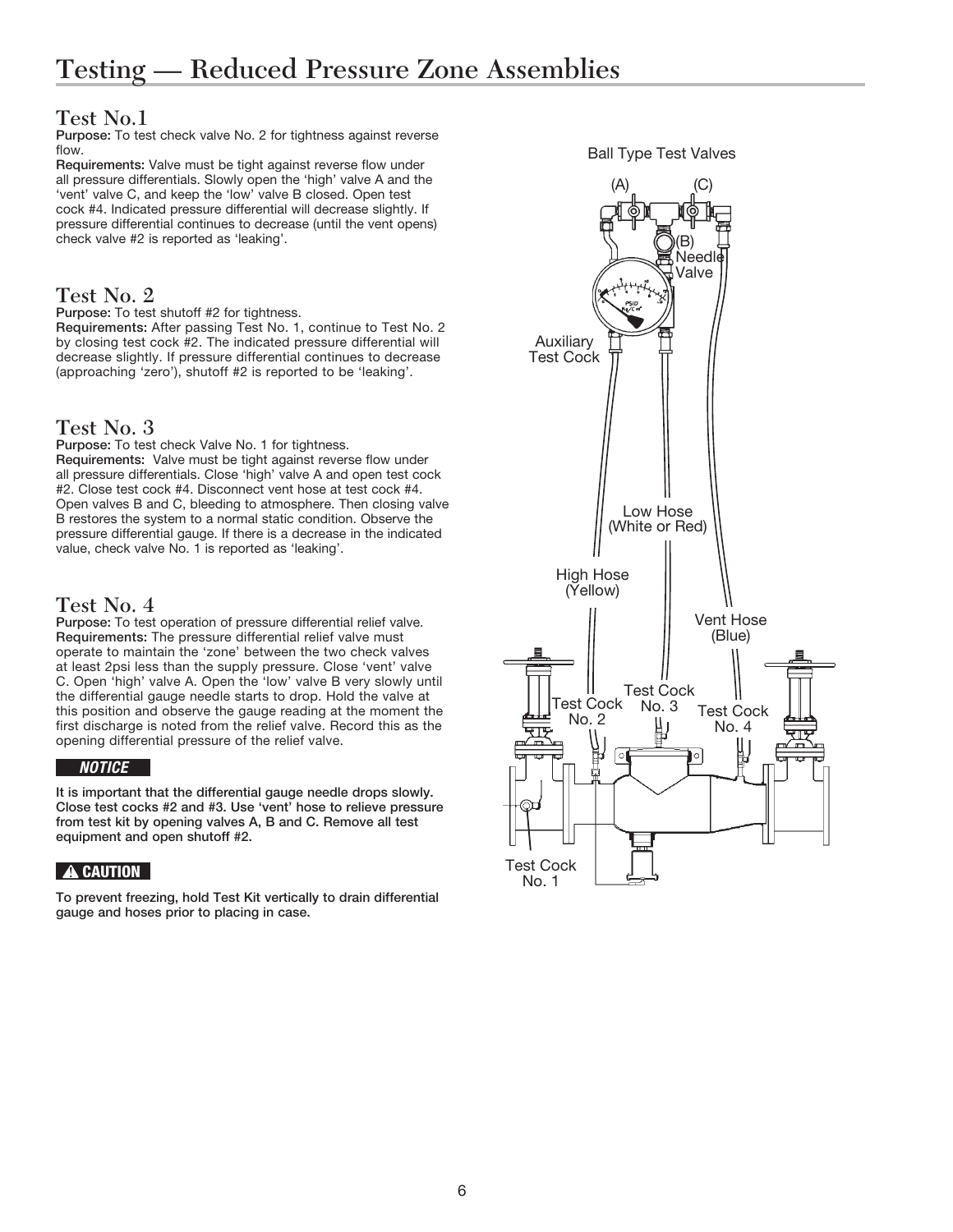# Testing — Reduced Pressure Zone Assemblies

## Test No.1

**Purpose:** To test check valve No. 2 for tightness against reverse flow.

**Requirements:** Valve must be tight against reverse flow under all pressure differentials. Slowly open the 'high' valve A and the 'vent' valve C, and keep the 'low' valve B closed. Open test cock #4. Indicated pressure differential will decrease slightly. If pressure differential continues to decrease (until the vent opens) check valve #2 is reported as 'leaking'.

## Test No. 2

**Purpose:** To test shutoff #2 for tightness.

**Requirements:** After passing Test No. 1, continue to Test No. 2 by closing test cock #2. The indicated pressure differential will decrease slightly. If pressure differential continues to decrease (approaching 'zero'), shutoff #2 is reported to be 'leaking'.

## Test No. 3

**Purpose:** To test check Valve No. 1 for tightness.

**Requirements:** Valve must be tight against reverse flow under all pressure differentials. Close 'high' valve A and open test cock #2. Close test cock #4. Disconnect vent hose at test cock #4. Open valves B and C, bleeding to atmosphere. Then closing valve B restores the system to a normal static condition. Observe the pressure differential gauge. If there is a decrease in the indicated value, check valve No. 1 is reported as 'leaking'.

## Test No. 4

**Purpose:** To test operation of pressure differential relief valve.

**Requirements:** The pressure differential relief valve must operate to maintain the 'zone' between the two check valves at least 2psi less than the supply pressure. Close 'vent' valve C. Open 'high' valve A. Open the 'low' valve B very slowly until the differential gauge needle starts to drop. Hold the valve at this position and observe the gauge reading at the moment the first discharge is noted from the relief valve. Record this as the opening differential pressure of the relief valve.

**NOTICE**

**It is important that the differential gauge needle drops slowly. Close test cocks #2 and #3. Use 'vent' hose to relieve pressure from test kit by opening valves A, B and C. Remove all test equipment and open shutoff #2.**

**⚠ CAUTION**

**To prevent freezing, hold Test Kit vertically to drain differential gauge and hoses prior to placing in case.**

Ball Type Test Valves

(A) (C)

(B) Needle Valve

Auxiliary Test Cock

Low Hose (White or Red)

High Hose (Yellow)

Vent Hose (Blue)

Test Cock No. 2

Test Cock No. 3

Test Cock No. 4

Test Cock No. 1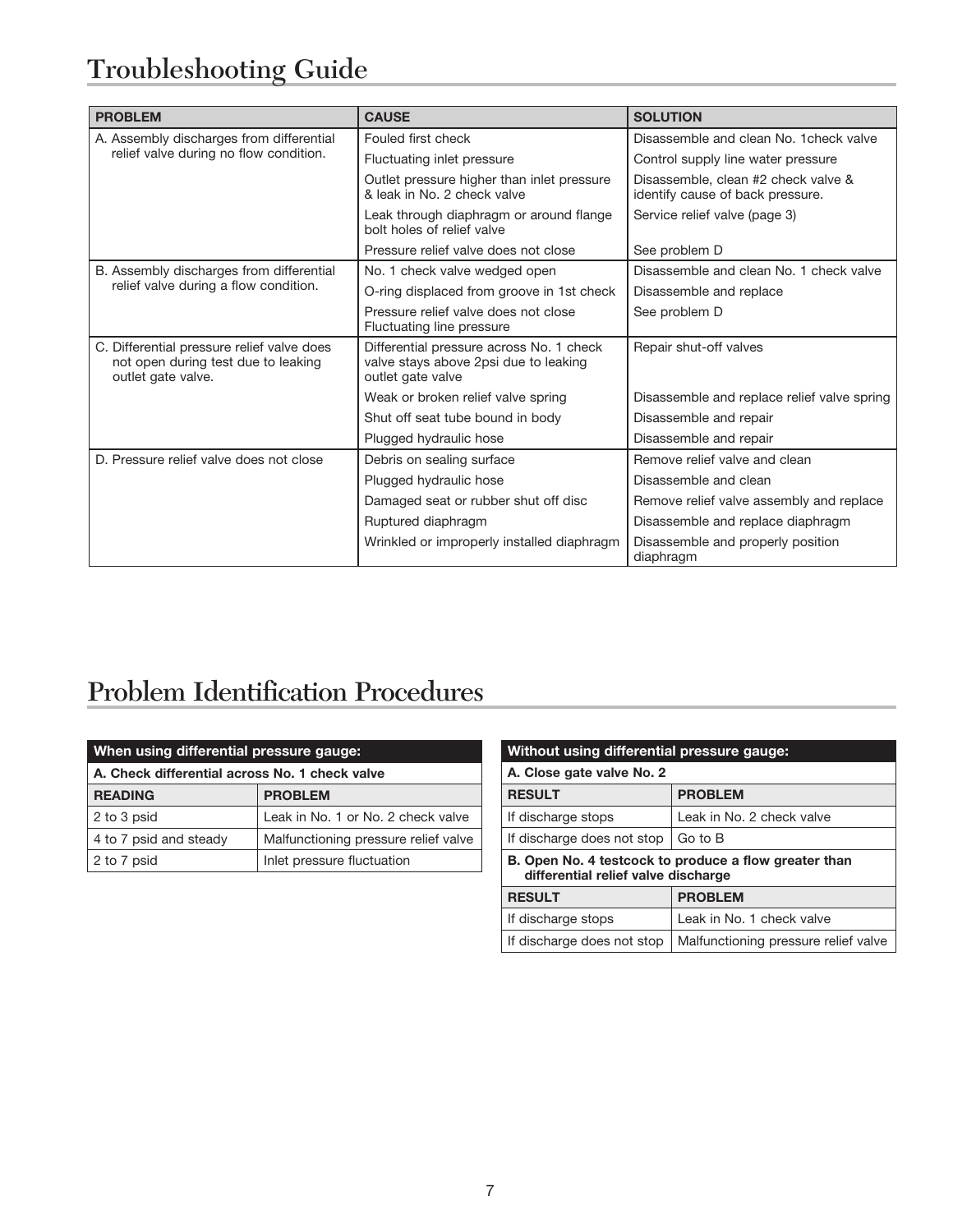# Troubleshooting Guide

| PROBLEM | CAUSE | SOLUTION |
|---|---|---|
| A. Assembly discharges from differential relief valve during no flow condition. | Fouled first check | Disassemble and clean No. 1check valve |
| | Fluctuating inlet pressure | Control supply line water pressure |
| | Outlet pressure higher than inlet pressure & leak in No. 2 check valve | Disassemble, clean #2 check valve & identify cause of back pressure. |
| | Leak through diaphragm or around flange bolt holes of relief valve | Service relief valve (page 3) |
| | Pressure relief valve does not close | See problem D |
| B. Assembly discharges from differential relief valve during a flow condition. | No. 1 check valve wedged open | Disassemble and clean No. 1 check valve |
| | O-ring displaced from groove in 1st check | Disassemble and replace |
| | Pressure relief valve does not close Fluctuating line pressure | See problem D |
| C. Differential pressure relief valve does not open during test due to leaking outlet gate valve. | Differential pressure across No. 1 check valve stays above 2psi due to leaking outlet gate valve | Repair shut-off valves |
| | Weak or broken relief valve spring | Disassemble and replace relief valve spring |
| | Shut off seat tube bound in body | Disassemble and repair |
| | Plugged hydraulic hose | Disassemble and repair |
| D. Pressure relief valve does not close | Debris on sealing surface | Remove relief valve and clean |
| | Plugged hydraulic hose | Disassemble and clean |
| | Damaged seat or rubber shut off disc | Remove relief valve assembly and replace |
| | Ruptured diaphragm | Disassemble and replace diaphragm |
| | Wrinkled or improperly installed diaphragm | Disassemble and properly position diaphragm |

# Problem Identification Procedures

| When using differential pressure gauge: | |
|---|---|
| **A. Check differential across No. 1 check valve** | |
| **READING** | **PROBLEM** |
| 2 to 3 psid | Leak in No. 1 or No. 2 check valve |
| 4 to 7 psid and steady | Malfunctioning pressure relief valve |
| 2 to 7 psid | Inlet pressure fluctuation |

| Without using differential pressure gauge: | |
|---|---|
| **A. Close gate valve No. 2** | |
| **RESULT** | **PROBLEM** |
| If discharge stops | Leak in No. 2 check valve |
| If discharge does not stop | Go to B |
| **B. Open No. 4 testcock to produce a flow greater than differential relief valve discharge** | |
| **RESULT** | **PROBLEM** |
| If discharge stops | Leak in No. 1 check valve |
| If discharge does not stop | Malfunctioning pressure relief valve |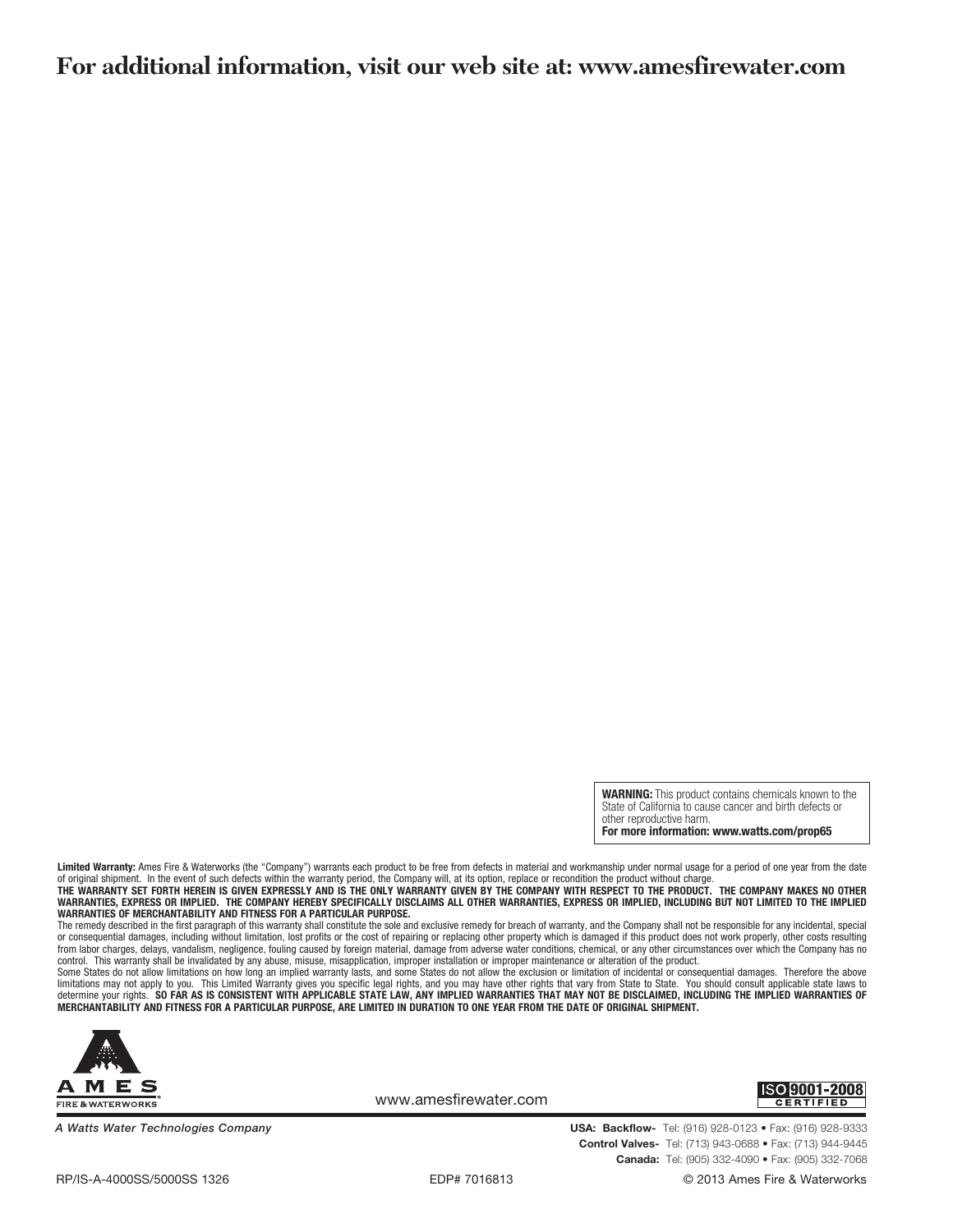# For additional information, visit our web site at: www.amesfirewater.com

**WARNING:** This product contains chemicals known to the State of California to cause cancer and birth defects or other reproductive harm.
**For more information: www.watts.com/prop65**

**Limited Warranty:** Ames Fire & Waterworks (the "Company") warrants each product to be free from defects in material and workmanship under normal usage for a period of one year from the date of original shipment. In the event of such defects within the warranty period, the Company will, at its option, replace or recondition the product without charge.
**THE WARRANTY SET FORTH HEREIN IS GIVEN EXPRESSLY AND IS THE ONLY WARRANTY GIVEN BY THE COMPANY WITH RESPECT TO THE PRODUCT. THE COMPANY MAKES NO OTHER WARRANTIES, EXPRESS OR IMPLIED. THE COMPANY HEREBY SPECIFICALLY DISCLAIMS ALL OTHER WARRANTIES, EXPRESS OR IMPLIED, INCLUDING BUT NOT LIMITED TO THE IMPLIED WARRANTIES OF MERCHANTABILITY AND FITNESS FOR A PARTICULAR PURPOSE.**
The remedy described in the first paragraph of this warranty shall constitute the sole and exclusive remedy for breach of warranty, and the Company shall not be responsible for any incidental, special or consequential damages, including without limitation, lost profits or the cost of repairing or replacing other property which is damaged if this product does not work properly, other costs resulting from labor charges, delays, vandalism, negligence, fouling caused by foreign material, damage from adverse water conditions, chemical, or any other circumstances over which the Company has no control. This warranty shall be invalidated by any abuse, misuse, misapplication, improper installation or improper maintenance or alteration of the product.
Some States do not allow limitations on how long an implied warranty lasts, and some States do not allow the exclusion or limitation of incidental or consequential damages. Therefore the above limitations may not apply to you. This Limited Warranty gives you specific legal rights, and you may have other rights that vary from State to State. You should consult applicable state laws to determine your rights. **SO FAR AS IS CONSISTENT WITH APPLICABLE STATE LAW, ANY IMPLIED WARRANTIES THAT MAY NOT BE DISCLAIMED, INCLUDING THE IMPLIED WARRANTIES OF MERCHANTABILITY AND FITNESS FOR A PARTICULAR PURPOSE, ARE LIMITED IN DURATION TO ONE YEAR FROM THE DATE OF ORIGINAL SHIPMENT.**

AMES FIRE & WATERWORKS

www.amesfirewater.com

ISO 9001-2008 CERTIFIED

*A Watts Water Technologies Company*

**USA: Backflow-** Tel: (916) 928-0123 • Fax: (916) 928-9333
**Control Valves-** Tel: (713) 943-0688 • Fax: (713) 944-9445
**Canada:** Tel: (905) 332-4090 • Fax: (905) 332-7068

RP/IS-A-4000SS/5000SS 1326 EDP# 7016813 © 2013 Ames Fire & Waterworks